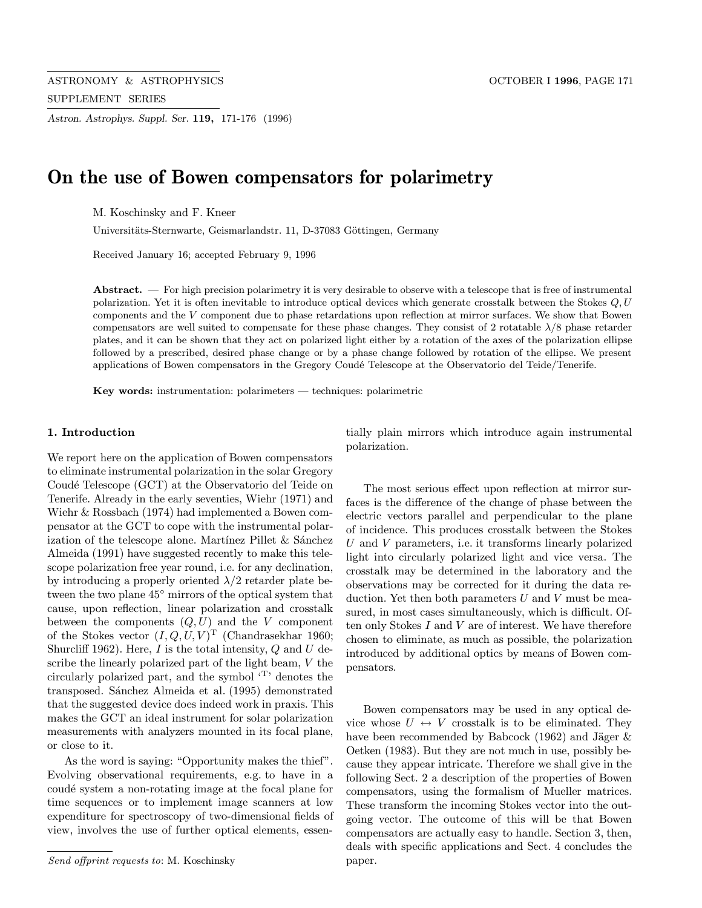# On the use of Bowen compensators for polarimetry

M. Koschinsky and F. Kneer

Universitäts-Sternwarte, Geismarlandstr. 11, D-37083 Göttingen, Germany

Received January 16; accepted February 9, 1996

**Abstract.** — For high precision polarimetry it is very desirable to observe with a telescope that is free of instrumental polarization. Yet it is often inevitable to introduce optical devices which generate crosstalk between the Stokes $Q, U$ components and the $V$ component due to phase retardations upon reflection at mirror surfaces. We show that Bowen compensators are well suited to compensate for these phase changes. They consist of 2 rotatable $\lambda/8$ phase retarder plates, and it can be shown that they act on polarized light either by a rotation of the axes of the polarization ellipse followed by a prescribed, desired phase change or by a phase change followed by rotation of the ellipse. We present applications of Bowen compensators in the Gregory Coudé Telescope at the Observatorio del Teide/Tenerife.

**Key words:** instrumentation: polarimeters — techniques: polarimetric

## 1. Introduction

We report here on the application of Bowen compensators to eliminate instrumental polarization in the solar Gregory Coudé Telescope (GCT) at the Observatorio del Teide on Tenerife. Already in the early seventies, Wiehr (1971) and Wiehr & Rossbach (1974) had implemented a Bowen compensator at the GCT to cope with the instrumental polarization of the telescope alone. Martínez Pillet & Sánchez Almeida (1991) have suggested recently to make this telescope polarization free year round, i.e. for any declination, by introducing a properly oriented $\lambda/2$ retarder plate between the two plane 45° mirrors of the optical system that cause, upon reflection, linear polarization and crosstalk between the components $(Q, U)$ and the $V$ component of the Stokes vector $(I, Q, U, V)^{\mathrm{T}}$ (Chandrasekhar 1960; Shurcliff 1962). Here, $I$ is the total intensity, $Q$ and $U$ describe the linearly polarized part of the light beam, $V$ the circularly polarized part, and the symbol '$^{\mathrm{T}}$' denotes the transposed. Sánchez Almeida et al. (1995) demonstrated that the suggested device does indeed work in praxis. This makes the GCT an ideal instrument for solar polarization measurements with analyzers mounted in its focal plane, or close to it.

As the word is saying: "Opportunity makes the thief". Evolving observational requirements, e.g. to have in a coudé system a non-rotating image at the focal plane for time sequences or to implement image scanners at low expenditure for spectroscopy of two-dimensional fields of view, involves the use of further optical elements, essentially plain mirrors which introduce again instrumental polarization.

The most serious effect upon reflection at mirror surfaces is the difference of the change of phase between the electric vectors parallel and perpendicular to the plane of incidence. This produces crosstalk between the Stokes $U$ and $V$ parameters, i.e. it transforms linearly polarized light into circularly polarized light and vice versa. The crosstalk may be determined in the laboratory and the observations may be corrected for it during the data reduction. Yet then both parameters $U$ and $V$ must be measured, in most cases simultaneously, which is difficult. Often only Stokes $I$ and $V$ are of interest. We have therefore chosen to eliminate, as much as possible, the polarization introduced by additional optics by means of Bowen compensators.

Bowen compensators may be used in any optical device whose $U \leftrightarrow V$ crosstalk is to be eliminated. They have been recommended by Babcock (1962) and Jäger & Oetken (1983). But they are not much in use, possibly because they appear intricate. Therefore we shall give in the following Sect. 2 a description of the properties of Bowen compensators, using the formalism of Mueller matrices. These transform the incoming Stokes vector into the outgoing vector. The outcome of this will be that Bowen compensators are actually easy to handle. Section 3, then, deals with specific applications and Sect. 4 concludes the paper.

*Send offprint requests to*: M. Koschinsky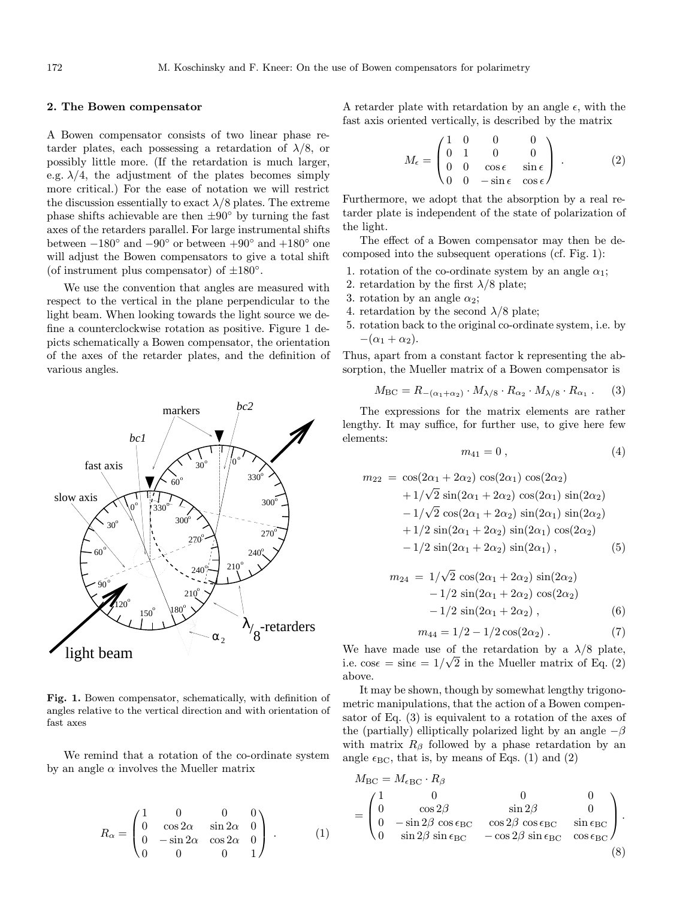## 2. The Bowen compensator

A Bowen compensator consists of two linear phase retarder plates, each possessing a retardation of $\lambda/8$, or possibly little more. (If the retardation is much larger, e.g. $\lambda/4$, the adjustment of the plates becomes simply more critical.) For the ease of notation we will restrict the discussion essentially to exact $\lambda/8$ plates. The extreme phase shifts achievable are then $\pm 90^\circ$ by turning the fast axes of the retarders parallel. For large instrumental shifts between $-180^\circ$ and $-90^\circ$ or between $+90^\circ$ and $+180^\circ$ one will adjust the Bowen compensators to give a total shift (of instrument plus compensator) of $\pm 180^\circ$.

We use the convention that angles are measured with respect to the vertical in the plane perpendicular to the light beam. When looking towards the light source we define a counterclockwise rotation as positive. Figure 1 depicts schematically a Bowen compensator, the orientation of the axes of the retarder plates, and the definition of various angles.

**Fig. 1.** Bowen compensator, schematically, with definition of angles relative to the vertical direction and with orientation of fast axes

We remind that a rotation of the co-ordinate system by an angle $\alpha$ involves the Mueller matrix

$$R_\alpha = \begin{pmatrix} 1 & 0 & 0 & 0 \\ 0 & \cos 2\alpha & \sin 2\alpha & 0 \\ 0 & -\sin 2\alpha & \cos 2\alpha & 0 \\ 0 & 0 & 0 & 1 \end{pmatrix} . \qquad (1)$$

A retarder plate with retardation by an angle $\epsilon$, with the fast axis oriented vertically, is described by the matrix

$$M_\epsilon = \begin{pmatrix} 1 & 0 & 0 & 0 \\ 0 & 1 & 0 & 0 \\ 0 & 0 & \cos\epsilon & \sin\epsilon \\ 0 & 0 & -\sin\epsilon & \cos\epsilon \end{pmatrix} . \qquad (2)$$

Furthermore, we adopt that the absorption by a real retarder plate is independent of the state of polarization of the light.

The effect of a Bowen compensator may then be decomposed into the subsequent operations (cf. Fig. 1):

1. rotation of the co-ordinate system by an angle $\alpha_1$;
2. retardation by the first $\lambda/8$ plate;
3. rotation by an angle $\alpha_2$;
4. retardation by the second $\lambda/8$ plate;
5. rotation back to the original co-ordinate system, i.e. by $-(\alpha_1 + \alpha_2)$.

Thus, apart from a constant factor k representing the absorption, the Mueller matrix of a Bowen compensator is

$$M_{\rm BC} = R_{-(\alpha_1+\alpha_2)} \cdot M_{\lambda/8} \cdot R_{\alpha_2} \cdot M_{\lambda/8} \cdot R_{\alpha_1} . \qquad (3)$$

The expressions for the matrix elements are rather lengthy. It may suffice, for further use, to give here few elements:

$$m_{41} = 0 , \qquad (4)$$

$$\begin{aligned} m_{22} = \; & \cos(2\alpha_1 + 2\alpha_2)\cos(2\alpha_1)\cos(2\alpha_2) \\ & + 1/\sqrt{2}\,\sin(2\alpha_1 + 2\alpha_2)\cos(2\alpha_1)\sin(2\alpha_2) \\ & - 1/\sqrt{2}\,\cos(2\alpha_1 + 2\alpha_2)\sin(2\alpha_1)\sin(2\alpha_2) \\ & + 1/2\,\sin(2\alpha_1 + 2\alpha_2)\sin(2\alpha_1)\cos(2\alpha_2) \\ & - 1/2\,\sin(2\alpha_1 + 2\alpha_2)\sin(2\alpha_1) , \end{aligned} \qquad (5)$$

$$\begin{aligned} m_{24} = \; & 1/\sqrt{2}\,\cos(2\alpha_1 + 2\alpha_2)\sin(2\alpha_2) \\ & - 1/2\,\sin(2\alpha_1 + 2\alpha_2)\cos(2\alpha_2) \\ & - 1/2\,\sin(2\alpha_1 + 2\alpha_2) , \end{aligned} \qquad (6)$$

$$m_{44} = 1/2 - 1/2\cos(2\alpha_2) . \qquad (7)$$

We have made use of the retardation by a $\lambda/8$ plate, i.e. $\cos\epsilon = \sin\epsilon = 1/\sqrt{2}$ in the Mueller matrix of Eq. (2) above.

It may be shown, though by somewhat lengthy trigonometric manipulations, that the action of a Bowen compensator of Eq. (3) is equivalent to a rotation of the axes of the (partially) elliptically polarized light by an angle $-\beta$ with matrix $R_\beta$ followed by a phase retardation by an angle $\epsilon_{\rm BC}$, that is, by means of Eqs. (1) and (2)

$$M_{\rm BC} = M_{\epsilon_{\rm BC}} \cdot R_\beta = \begin{pmatrix} 1 & 0 & 0 & 0 \\ 0 & \cos 2\beta & \sin 2\beta & 0 \\ 0 & -\sin 2\beta\,\cos\epsilon_{\rm BC} & \cos 2\beta\,\cos\epsilon_{\rm BC} & \sin\epsilon_{\rm BC} \\ 0 & \sin 2\beta\,\sin\epsilon_{\rm BC} & -\cos 2\beta\,\sin\epsilon_{\rm BC} & \cos\epsilon_{\rm BC} \end{pmatrix} . \qquad (8)$$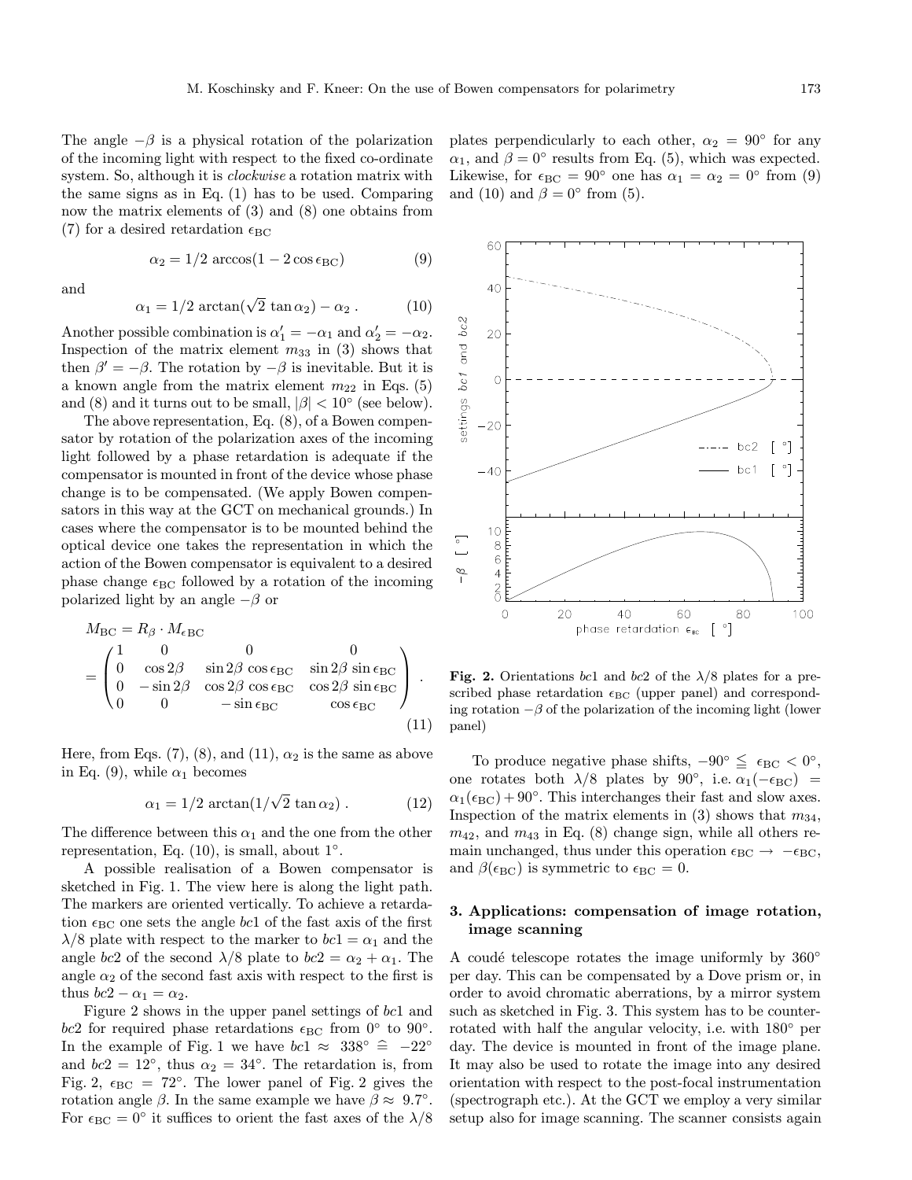The angle $-\beta$ is a physical rotation of the polarization of the incoming light with respect to the fixed co-ordinate system. So, although it is *clockwise* a rotation matrix with the same signs as in Eq. (1) has to be used. Comparing now the matrix elements of (3) and (8) one obtains from (7) for a desired retardation $\epsilon_{\rm BC}$

$$\alpha_2 = 1/2 \, \arccos(1 - 2\cos\epsilon_{\rm BC}) \tag{9}$$

and

$$\alpha_1 = 1/2 \, \arctan(\sqrt{2} \, \tan\alpha_2) - \alpha_2 \; . \tag{10}$$

Another possible combination is $\alpha_1' = -\alpha_1$ and $\alpha_2' = -\alpha_2$. Inspection of the matrix element $m_{33}$ in (3) shows that then $\beta' = -\beta$. The rotation by $-\beta$ is inevitable. But it is a known angle from the matrix element $m_{22}$ in Eqs. (5) and (8) and it turns out to be small, $|\beta| < 10^\circ$ (see below).

The above representation, Eq. (8), of a Bowen compensator by rotation of the polarization axes of the incoming light followed by a phase retardation is adequate if the compensator is mounted in front of the device whose phase change is to be compensated. (We apply Bowen compensators in this way at the GCT on mechanical grounds.) In cases where the compensator is to be mounted behind the optical device one takes the representation in which the action of the Bowen compensator is equivalent to a desired phase change $\epsilon_{\rm BC}$ followed by a rotation of the incoming polarized light by an angle $-\beta$ or

$$M_{\rm BC} = R_\beta \cdot M_{\epsilon \rm BC} = \begin{pmatrix} 1 & 0 & 0 & 0 \\ 0 & \cos 2\beta & \sin 2\beta \cos\epsilon_{\rm BC} & \sin 2\beta \sin\epsilon_{\rm BC} \\ 0 & -\sin 2\beta & \cos 2\beta \cos\epsilon_{\rm BC} & \cos 2\beta \sin\epsilon_{\rm BC} \\ 0 & 0 & -\sin\epsilon_{\rm BC} & \cos\epsilon_{\rm BC} \end{pmatrix} . \tag{11}$$

Here, from Eqs. (7), (8), and (11), $\alpha_2$ is the same as above in Eq. (9), while $\alpha_1$ becomes

$$\alpha_1 = 1/2 \, \arctan(1/\sqrt{2} \, \tan\alpha_2) \; . \tag{12}$$

The difference between this $\alpha_1$ and the one from the other representation, Eq. (10), is small, about $1^\circ$.

A possible realisation of a Bowen compensator is sketched in Fig. 1. The view here is along the light path. The markers are oriented vertically. To achieve a retardation $\epsilon_{\rm BC}$ one sets the angle $bc1$ of the fast axis of the first $\lambda/8$ plate with respect to the marker to $bc1 = \alpha_1$ and the angle $bc2$ of the second $\lambda/8$ plate to $bc2 = \alpha_2 + \alpha_1$. The angle $\alpha_2$ of the second fast axis with respect to the first is thus $bc2 - \alpha_1 = \alpha_2$.

Figure 2 shows in the upper panel settings of $bc1$ and $bc2$ for required phase retardations $\epsilon_{\rm BC}$ from $0^\circ$ to $90^\circ$. In the example of Fig. 1 we have $bc1 \approx 338^\circ \;\widehat{=}\; -22^\circ$ and $bc2 = 12^\circ$, thus $\alpha_2 = 34^\circ$. The retardation is, from Fig. 2, $\epsilon_{\rm BC} = 72^\circ$. The lower panel of Fig. 2 gives the rotation angle $\beta$. In the same example we have $\beta \approx 9.7^\circ$. For $\epsilon_{\rm BC} = 0^\circ$ it suffices to orient the fast axes of the $\lambda/8$ plates perpendicularly to each other, $\alpha_2 = 90^\circ$ for any $\alpha_1$, and $\beta = 0^\circ$ results from Eq. (5), which was expected. Likewise, for $\epsilon_{\rm BC} = 90^\circ$ one has $\alpha_1 = \alpha_2 = 0^\circ$ from (9) and (10) and $\beta = 0^\circ$ from (5).

**Fig. 2.** Orientations $bc1$ and $bc2$ of the $\lambda/8$ plates for a prescribed phase retardation $\epsilon_{\rm BC}$ (upper panel) and corresponding rotation $-\beta$ of the polarization of the incoming light (lower panel)

To produce negative phase shifts, $-90^\circ \leqq \epsilon_{\rm BC} < 0^\circ$, one rotates both $\lambda/8$ plates by $90^\circ$, i.e. $\alpha_1(-\epsilon_{\rm BC}) = \alpha_1(\epsilon_{\rm BC}) + 90^\circ$. This interchanges their fast and slow axes. Inspection of the matrix elements in (3) shows that $m_{34}$, $m_{42}$, and $m_{43}$ in Eq. (8) change sign, while all others remain unchanged, thus under this operation $\epsilon_{\rm BC} \rightarrow -\epsilon_{\rm BC}$, and $\beta(\epsilon_{\rm BC})$ is symmetric to $\epsilon_{\rm BC} = 0$.

## 3. Applications: compensation of image rotation, image scanning

A coudé telescope rotates the image uniformly by $360^\circ$ per day. This can be compensated by a Dove prism or, in order to avoid chromatic aberrations, by a mirror system such as sketched in Fig. 3. This system has to be counter-rotated with half the angular velocity, i.e. with $180^\circ$ per day. The device is mounted in front of the image plane. It may also be used to rotate the image into any desired orientation with respect to the post-focal instrumentation (spectrograph etc.). At the GCT we employ a very similar setup also for image scanning. The scanner consists again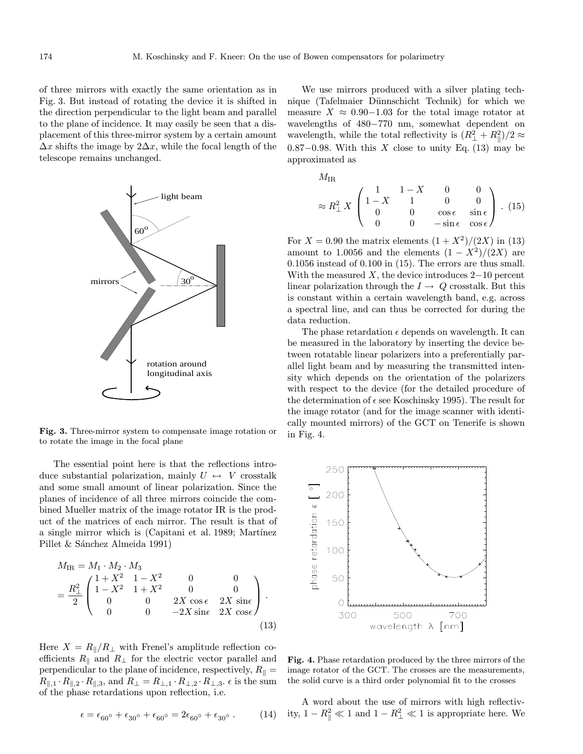of three mirrors with exactly the same orientation as in Fig. 3. But instead of rotating the device it is shifted in the direction perpendicular to the light beam and parallel to the plane of incidence. It may easily be seen that a displacement of this three-mirror system by a certain amount $\Delta x$ shifts the image by $2\Delta x$, while the focal length of the telescope remains unchanged.

**Fig. 3.** Three-mirror system to compensate image rotation or to rotate the image in the focal plane

The essential point here is that the reflections introduce substantial polarization, mainly $U \leftrightarrow V$ crosstalk and some small amount of linear polarization. Since the planes of incidence of all three mirrors coincide the combined Mueller matrix of the image rotator IR is the product of the matrices of each mirror. The result is that of a single mirror which is (Capitani et al. 1989; Martínez Pillet & Sánchez Almeida 1991)

$$
\begin{aligned}
M_{\rm IR} &= M_1 \cdot M_2 \cdot M_3 \\
&= \frac{R_\perp^2}{2} \begin{pmatrix} 1+X^2 & 1-X^2 & 0 & 0 \\ 1-X^2 & 1+X^2 & 0 & 0 \\ 0 & 0 & 2X\cos\epsilon & 2X\sin\epsilon \\ 0 & 0 & -2X\sin\epsilon & 2X\cos\epsilon \end{pmatrix} .
\end{aligned} \tag{13}
$$

Here $X = R_\parallel / R_\perp$ with Frenel's amplitude reflection coefficients $R_\parallel$ and $R_\perp$ for the electric vector parallel and perpendicular to the plane of incidence, respectively, $R_\parallel = R_{\parallel,1} \cdot R_{\parallel,2} \cdot R_{\parallel,3}$, and $R_\perp = R_{\perp,1} \cdot R_{\perp,2} \cdot R_{\perp,3}$. $\epsilon$ is the sum of the phase retardations upon reflection, i.e.

$$
\epsilon = \epsilon_{60^\circ} + \epsilon_{30^\circ} + \epsilon_{60^\circ} = 2\epsilon_{60^\circ} + \epsilon_{30^\circ} . \tag{14}
$$

We use mirrors produced with a silver plating technique (Tafelmaier Dünnschicht Technik) for which we measure $X \approx 0.90-1.03$ for the total image rotator at wavelengths of 480−770 nm, somewhat dependent on wavelength, while the total reflectivity is $(R_\perp^2 + R_\parallel^2)/2 \approx 0.87-0.98$. With this $X$ close to unity Eq. (13) may be approximated as

$$
M_{\rm IR} \approx R_\perp^2 \, X \begin{pmatrix} 1 & 1-X & 0 & 0 \\ 1-X & 1 & 0 & 0 \\ 0 & 0 & \cos\epsilon & \sin\epsilon \\ 0 & 0 & -\sin\epsilon & \cos\epsilon \end{pmatrix} . \tag{15}
$$

For $X = 0.90$ the matrix elements $(1+X^2)/(2X)$ in (13) amount to 1.0056 and the elements $(1-X^2)/(2X)$ are 0.1056 instead of 0.100 in (15). The errors are thus small. With the measured $X$, the device introduces 2−10 percent linear polarization through the $I \rightarrow Q$ crosstalk. But this is constant within a certain wavelength band, e.g. across a spectral line, and can thus be corrected for during the data reduction.

The phase retardation $\epsilon$ depends on wavelength. It can be measured in the laboratory by inserting the device between rotatable linear polarizers into a preferentially parallel light beam and by measuring the transmitted intensity which depends on the orientation of the polarizers with respect to the device (for the detailed procedure of the determination of $\epsilon$ see Koschinsky 1995). The result for the image rotator (and for the image scanner with identically mounted mirrors) of the GCT on Tenerife is shown in Fig. 4.

**Fig. 4.** Phase retardation produced by the three mirrors of the image rotator of the GCT. The crosses are the measurements, the solid curve is a third order polynomial fit to the crosses

A word about the use of mirrors with high reflectivity, $1 - R_\parallel^2 \ll 1$ and $1 - R_\perp^2 \ll 1$ is appropriate here. We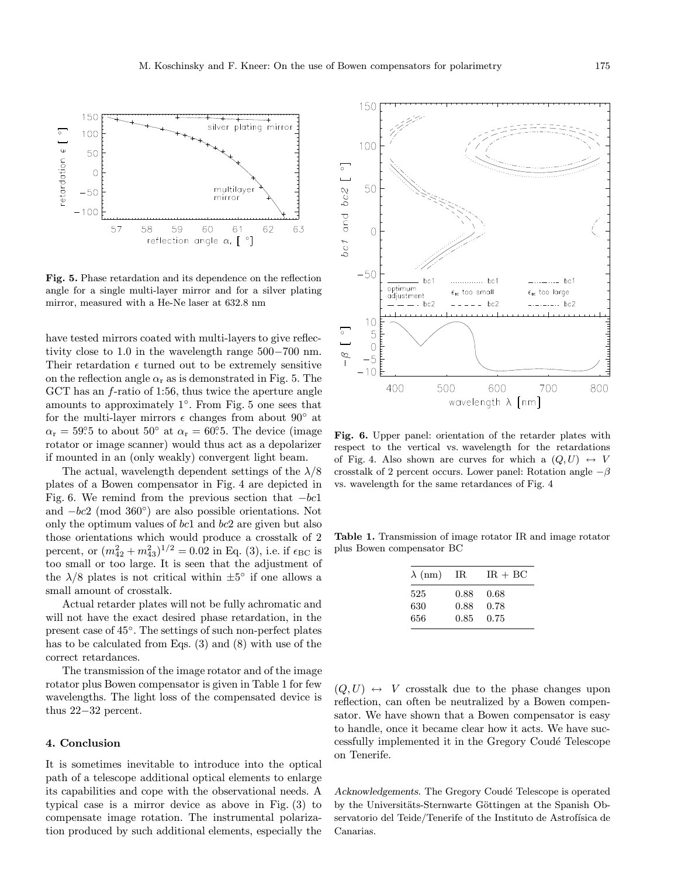**Fig. 5.** Phase retardation and its dependence on the reflection angle for a single multi-layer mirror and for a silver plating mirror, measured with a He-Ne laser at 632.8 nm

have tested mirrors coated with multi-layers to give reflectivity close to 1.0 in the wavelength range 500−700 nm. Their retardation $\epsilon$ turned out to be extremely sensitive on the reflection angle $\alpha_r$ as is demonstrated in Fig. 5. The GCT has an $f$-ratio of 1:56, thus twice the aperture angle amounts to approximately 1°. From Fig. 5 one sees that for the multi-layer mirrors $\epsilon$ changes from about 90° at $\alpha_r = 59.^\circ5$ to about 50° at $\alpha_r = 60.^\circ5$. The device (image rotator or image scanner) would thus act as a depolarizer if mounted in an (only weakly) convergent light beam.

The actual, wavelength dependent settings of the $\lambda/8$ plates of a Bowen compensator in Fig. 4 are depicted in Fig. 6. We remind from the previous section that $-bc1$ and $-bc2$ (mod 360°) are also possible orientations. Not only the optimum values of $bc1$ and $bc2$ are given but also those orientations which would produce a crosstalk of 2 percent, or $(m_{42}^2 + m_{43}^2)^{1/2} = 0.02$ in Eq. (3), i.e. if $\epsilon_{\rm BC}$ is too small or too large. It is seen that the adjustment of the $\lambda/8$ plates is not critical within ±5° if one allows a small amount of crosstalk.

Actual retarder plates will not be fully achromatic and will not have the exact desired phase retardation, in the present case of 45°. The settings of such non-perfect plates has to be calculated from Eqs. (3) and (8) with use of the correct retardances.

The transmission of the image rotator and of the image rotator plus Bowen compensator is given in Table 1 for few wavelengths. The light loss of the compensated device is thus 22−32 percent.

**Fig. 6.** Upper panel: orientation of the retarder plates with respect to the vertical vs. wavelength for the retardations of Fig. 4. Also shown are curves for which a $(Q, U) \leftrightarrow V$ crosstalk of 2 percent occurs. Lower panel: Rotation angle $-\beta$ vs. wavelength for the same retardances of Fig. 4

**Table 1.** Transmission of image rotator IR and image rotator plus Bowen compensator BC

| $\lambda$ (nm) | IR | IR + BC |
|---|---|---|
| 525 | 0.88 | 0.68 |
| 630 | 0.88 | 0.78 |
| 656 | 0.85 | 0.75 |

## 4. Conclusion

It is sometimes inevitable to introduce into the optical path of a telescope additional optical elements to enlarge its capabilities and cope with the observational needs. A typical case is a mirror device as above in Fig. (3) to compensate image rotation. The instrumental polarization produced by such additional elements, especially the $(Q, U) \leftrightarrow V$ crosstalk due to the phase changes upon reflection, can often be neutralized by a Bowen compensator. We have shown that a Bowen compensator is easy to handle, once it became clear how it acts. We have successfully implemented it in the Gregory Coudé Telescope on Tenerife.

*Acknowledgements.* The Gregory Coudé Telescope is operated by the Universitäts-Sternwarte Göttingen at the Spanish Observatorio del Teide/Tenerife of the Instituto de Astrofísica de Canarias.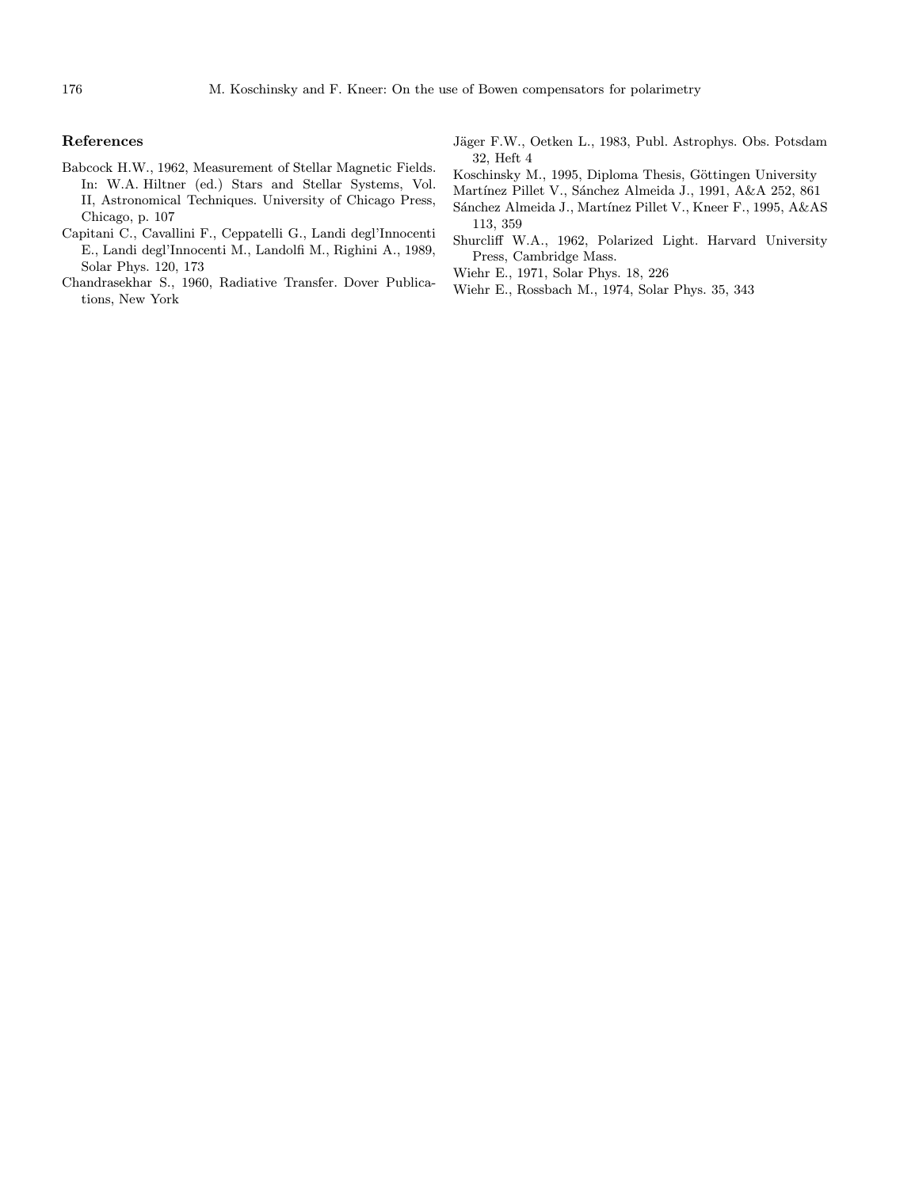## References

Babcock H.W., 1962, Measurement of Stellar Magnetic Fields. In: W.A. Hiltner (ed.) Stars and Stellar Systems, Vol. II, Astronomical Techniques. University of Chicago Press, Chicago, p. 107

Capitani C., Cavallini F., Ceppatelli G., Landi degl'Innocenti E., Landi degl'Innocenti M., Landolfi M., Righini A., 1989, Solar Phys. 120, 173

Chandrasekhar S., 1960, Radiative Transfer. Dover Publications, New York

Jäger F.W., Oetken L., 1983, Publ. Astrophys. Obs. Potsdam 32, Heft 4

Koschinsky M., 1995, Diploma Thesis, Göttingen University

Martínez Pillet V., Sánchez Almeida J., 1991, A&A 252, 861

Sánchez Almeida J., Martínez Pillet V., Kneer F., 1995, A&AS 113, 359

Shurcliff W.A., 1962, Polarized Light. Harvard University Press, Cambridge Mass.

Wiehr E., 1971, Solar Phys. 18, 226

Wiehr E., Rossbach M., 1974, Solar Phys. 35, 343